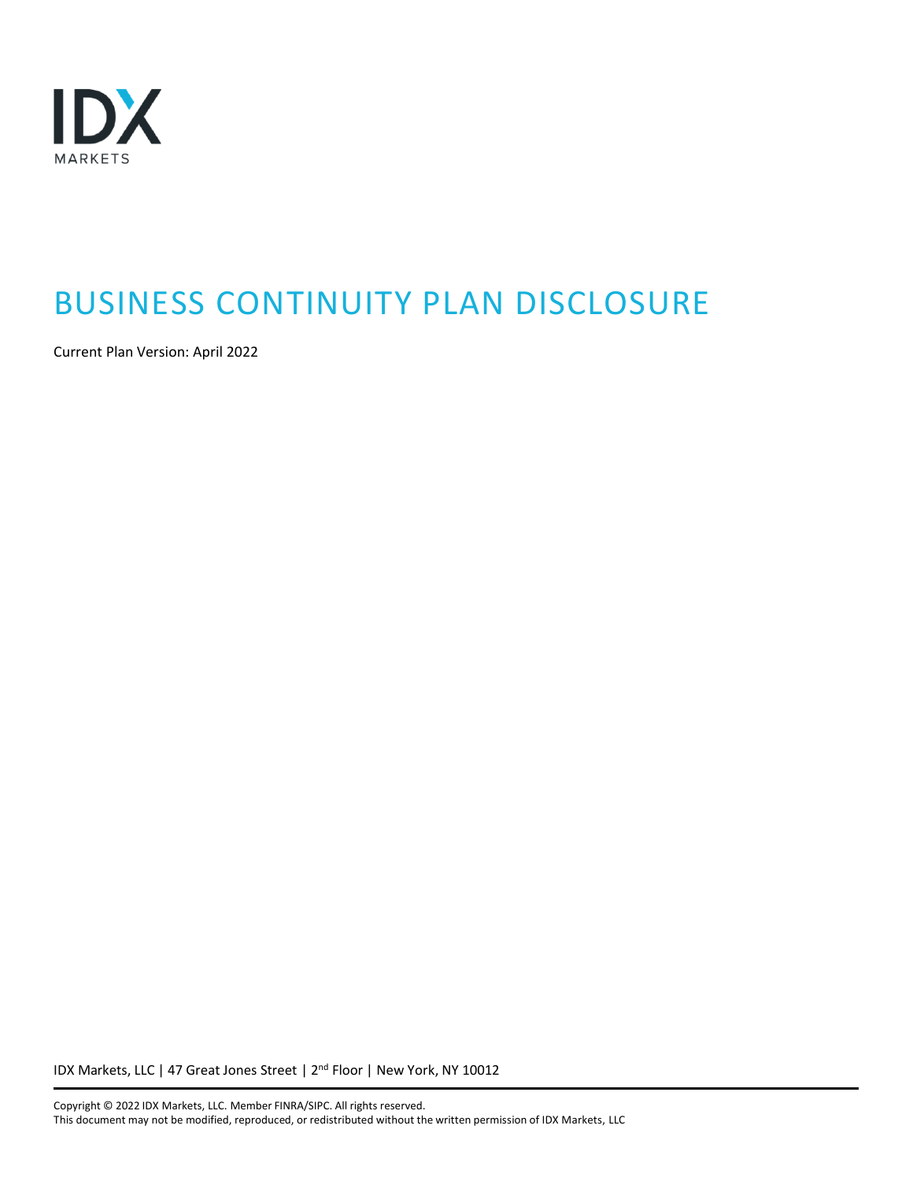IDX MARKETS

# BUSINESS CONTINUITY PLAN DISCLOSURE

Current Plan Version: April 2022

IDX Markets, LLC | 47 Great Jones Street | 2nd Floor | New York, NY 10012

Copyright © 2022 IDX Markets, LLC. Member FINRA/SIPC. All rights reserved.
This document may not be modified, reproduced, or redistributed without the written permission of IDX Markets, LLC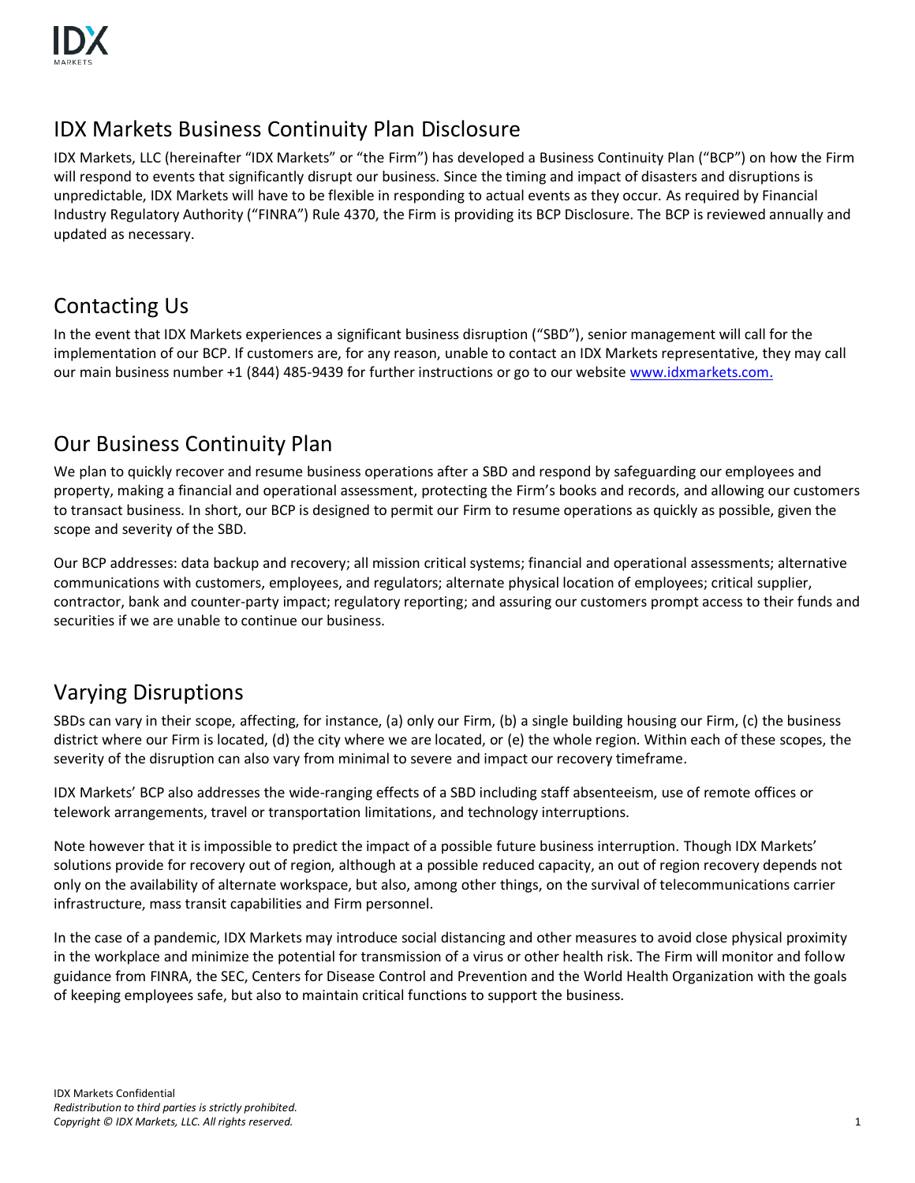# IDX Markets Business Continuity Plan Disclosure

IDX Markets, LLC (hereinafter "IDX Markets" or "the Firm") has developed a Business Continuity Plan ("BCP") on how the Firm will respond to events that significantly disrupt our business. Since the timing and impact of disasters and disruptions is unpredictable, IDX Markets will have to be flexible in responding to actual events as they occur. As required by Financial Industry Regulatory Authority ("FINRA") Rule 4370, the Firm is providing its BCP Disclosure. The BCP is reviewed annually and updated as necessary.

## Contacting Us

In the event that IDX Markets experiences a significant business disruption ("SBD"), senior management will call for the implementation of our BCP. If customers are, for any reason, unable to contact an IDX Markets representative, they may call our main business number +1 (844) 485-9439 for further instructions or go to our website [www.idxmarkets.com.](http://www.idxmarkets.com)

## Our Business Continuity Plan

We plan to quickly recover and resume business operations after a SBD and respond by safeguarding our employees and property, making a financial and operational assessment, protecting the Firm's books and records, and allowing our customers to transact business. In short, our BCP is designed to permit our Firm to resume operations as quickly as possible, given the scope and severity of the SBD.

Our BCP addresses: data backup and recovery; all mission critical systems; financial and operational assessments; alternative communications with customers, employees, and regulators; alternate physical location of employees; critical supplier, contractor, bank and counter-party impact; regulatory reporting; and assuring our customers prompt access to their funds and securities if we are unable to continue our business.

## Varying Disruptions

SBDs can vary in their scope, affecting, for instance, (a) only our Firm, (b) a single building housing our Firm, (c) the business district where our Firm is located, (d) the city where we are located, or (e) the whole region. Within each of these scopes, the severity of the disruption can also vary from minimal to severe and impact our recovery timeframe.

IDX Markets' BCP also addresses the wide-ranging effects of a SBD including staff absenteeism, use of remote offices or telework arrangements, travel or transportation limitations, and technology interruptions.

Note however that it is impossible to predict the impact of a possible future business interruption. Though IDX Markets' solutions provide for recovery out of region, although at a possible reduced capacity, an out of region recovery depends not only on the availability of alternate workspace, but also, among other things, on the survival of telecommunications carrier infrastructure, mass transit capabilities and Firm personnel.

In the case of a pandemic, IDX Markets may introduce social distancing and other measures to avoid close physical proximity in the workplace and minimize the potential for transmission of a virus or other health risk. The Firm will monitor and follow guidance from FINRA, the SEC, Centers for Disease Control and Prevention and the World Health Organization with the goals of keeping employees safe, but also to maintain critical functions to support the business.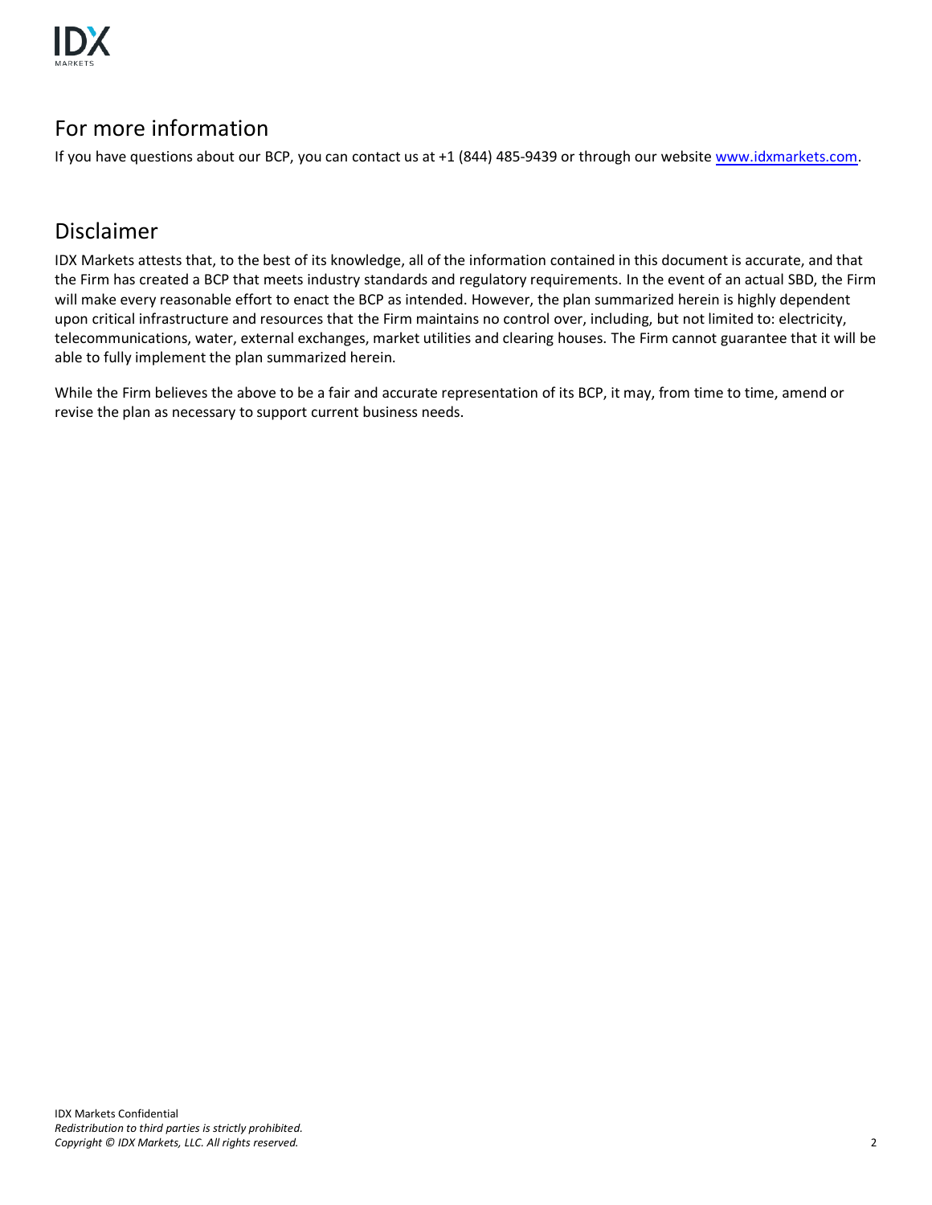## For more information

If you have questions about our BCP, you can contact us at +1 (844) 485-9439 or through our website [www.idxmarkets.com](http://www.idxmarkets.com).

## Disclaimer

IDX Markets attests that, to the best of its knowledge, all of the information contained in this document is accurate, and that the Firm has created a BCP that meets industry standards and regulatory requirements. In the event of an actual SBD, the Firm will make every reasonable effort to enact the BCP as intended. However, the plan summarized herein is highly dependent upon critical infrastructure and resources that the Firm maintains no control over, including, but not limited to: electricity, telecommunications, water, external exchanges, market utilities and clearing houses. The Firm cannot guarantee that it will be able to fully implement the plan summarized herein.

While the Firm believes the above to be a fair and accurate representation of its BCP, it may, from time to time, amend or revise the plan as necessary to support current business needs.